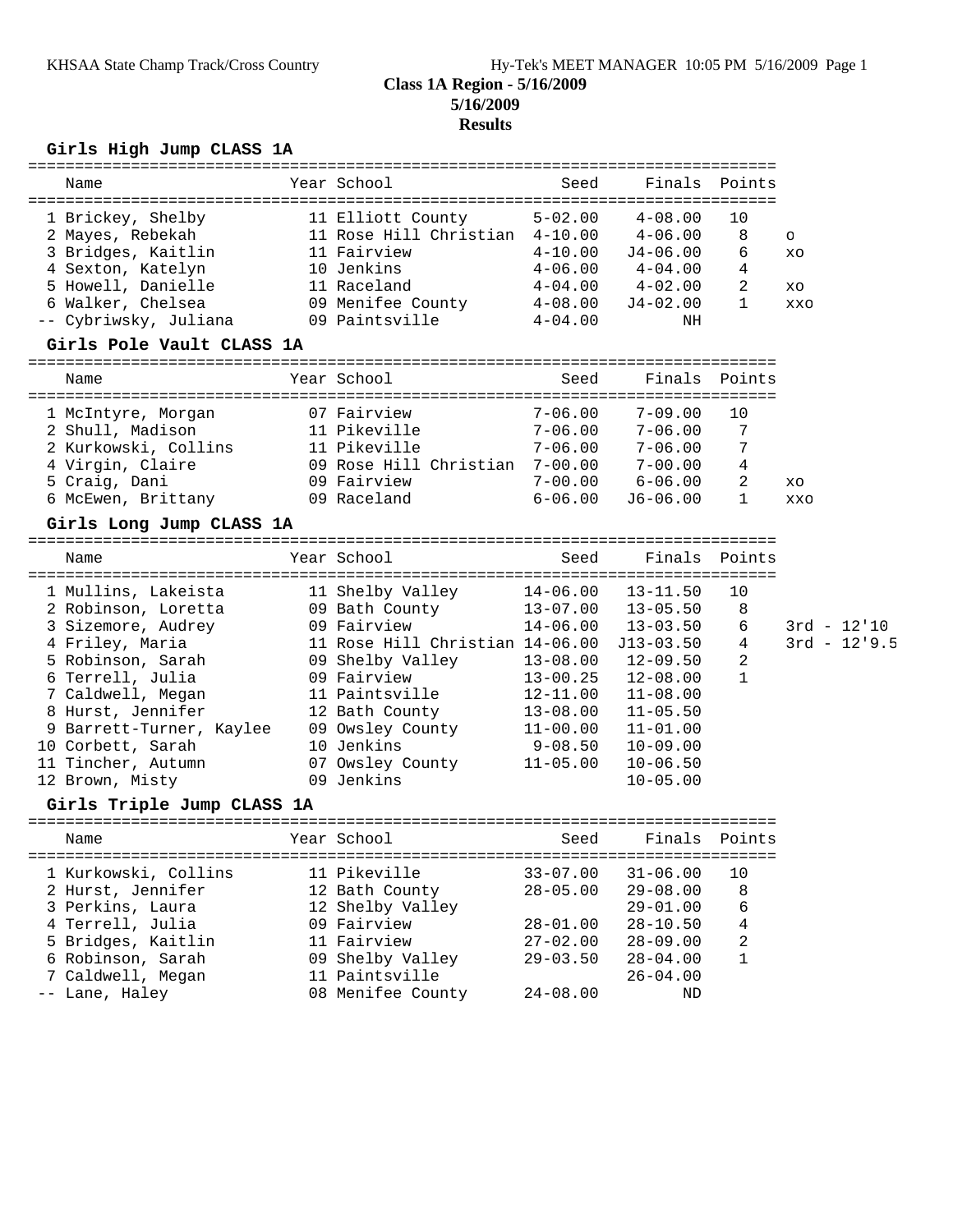**Class 1A Region - 5/16/2009**
**5/16/2009**
**Results**

### Girls High Jump CLASS 1A

| | Name | Year | School | Seed | Finals | Points | |
|---|---|---|---|---|---|---|---|
| 1 | Brickey, Shelby | 11 | Elliott County | 5-02.00 | 4-08.00 | 10 | |
| 2 | Mayes, Rebekah | 11 | Rose Hill Christian | 4-10.00 | 4-06.00 | 8 | o |
| 3 | Bridges, Kaitlin | 11 | Fairview | 4-10.00 | J4-06.00 | 6 | xo |
| 4 | Sexton, Katelyn | 10 | Jenkins | 4-06.00 | 4-04.00 | 4 | |
| 5 | Howell, Danielle | 11 | Raceland | 4-04.00 | 4-02.00 | 2 | xo |
| 6 | Walker, Chelsea | 09 | Menifee County | 4-08.00 | J4-02.00 | 1 | xxo |
| -- | Cybriwsky, Juliana | 09 | Paintsville | 4-04.00 | NH | | |

### Girls Pole Vault CLASS 1A

| | Name | Year | School | Seed | Finals | Points | |
|---|---|---|---|---|---|---|---|
| 1 | McIntyre, Morgan | 07 | Fairview | 7-06.00 | 7-09.00 | 10 | |
| 2 | Shull, Madison | 11 | Pikeville | 7-06.00 | 7-06.00 | 7 | |
| 2 | Kurkowski, Collins | 11 | Pikeville | 7-06.00 | 7-06.00 | 7 | |
| 4 | Virgin, Claire | 09 | Rose Hill Christian | 7-00.00 | 7-00.00 | 4 | |
| 5 | Craig, Dani | 09 | Fairview | 7-00.00 | 6-06.00 | 2 | xo |
| 6 | McEwen, Brittany | 09 | Raceland | 6-06.00 | J6-06.00 | 1 | xxo |

### Girls Long Jump CLASS 1A

| | Name | Year | School | Seed | Finals | Points | |
|---|---|---|---|---|---|---|---|
| 1 | Mullins, Lakeista | 11 | Shelby Valley | 14-06.00 | 13-11.50 | 10 | |
| 2 | Robinson, Loretta | 09 | Bath County | 13-07.00 | 13-05.50 | 8 | |
| 3 | Sizemore, Audrey | 09 | Fairview | 14-06.00 | 13-03.50 | 6 | 3rd - 12'10 |
| 4 | Friley, Maria | 11 | Rose Hill Christian | 14-06.00 | J13-03.50 | 4 | 3rd - 12'9.5 |
| 5 | Robinson, Sarah | 09 | Shelby Valley | 13-08.00 | 12-09.50 | 2 | |
| 6 | Terrell, Julia | 09 | Fairview | 13-00.25 | 12-08.00 | 1 | |
| 7 | Caldwell, Megan | 11 | Paintsville | 12-11.00 | 11-08.00 | | |
| 8 | Hurst, Jennifer | 12 | Bath County | 13-08.00 | 11-05.50 | | |
| 9 | Barrett-Turner, Kaylee | 09 | Owsley County | 11-00.00 | 11-01.00 | | |
| 10 | Corbett, Sarah | 10 | Jenkins | 9-08.50 | 10-09.00 | | |
| 11 | Tincher, Autumn | 07 | Owsley County | 11-05.00 | 10-06.50 | | |
| 12 | Brown, Misty | 09 | Jenkins | | 10-05.00 | | |

### Girls Triple Jump CLASS 1A

| | Name | Year | School | Seed | Finals | Points |
|---|---|---|---|---|---|---|
| 1 | Kurkowski, Collins | 11 | Pikeville | 33-07.00 | 31-06.00 | 10 |
| 2 | Hurst, Jennifer | 12 | Bath County | 28-05.00 | 29-08.00 | 8 |
| 3 | Perkins, Laura | 12 | Shelby Valley | | 29-01.00 | 6 |
| 4 | Terrell, Julia | 09 | Fairview | 28-01.00 | 28-10.50 | 4 |
| 5 | Bridges, Kaitlin | 11 | Fairview | 27-02.00 | 28-09.00 | 2 |
| 6 | Robinson, Sarah | 09 | Shelby Valley | 29-03.50 | 28-04.00 | 1 |
| 7 | Caldwell, Megan | 11 | Paintsville | | 26-04.00 | |
| -- | Lane, Haley | 08 | Menifee County | 24-08.00 | ND | |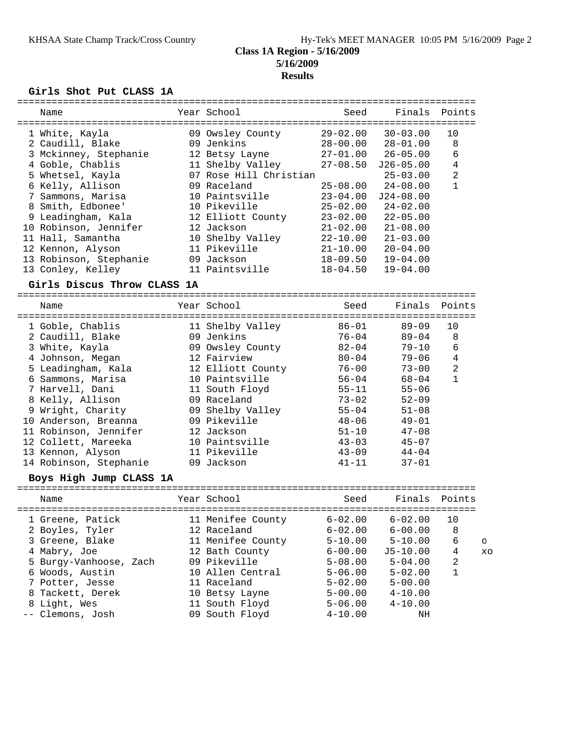**Class 1A Region - 5/16/2009**
**5/16/2009**
**Results**

### Girls Shot Put CLASS 1A

| | Name | Year | School | Seed | Finals | Points |
|---|---|---|---|---|---|---|
| 1 | White, Kayla | 09 | Owsley County | 29-02.00 | 30-03.00 | 10 |
| 2 | Caudill, Blake | 09 | Jenkins | 28-00.00 | 28-01.00 | 8 |
| 3 | Mckinney, Stephanie | 12 | Betsy Layne | 27-01.00 | 26-05.00 | 6 |
| 4 | Goble, Chablis | 11 | Shelby Valley | 27-08.50 | J26-05.00 | 4 |
| 5 | Whetsel, Kayla | 07 | Rose Hill Christian | | 25-03.00 | 2 |
| 6 | Kelly, Allison | 09 | Raceland | 25-08.00 | 24-08.00 | 1 |
| 7 | Sammons, Marisa | 10 | Paintsville | 23-04.00 | J24-08.00 | |
| 8 | Smith, Edbonee' | 10 | Pikeville | 25-02.00 | 24-02.00 | |
| 9 | Leadingham, Kala | 12 | Elliott County | 23-02.00 | 22-05.00 | |
| 10 | Robinson, Jennifer | 12 | Jackson | 21-02.00 | 21-08.00 | |
| 11 | Hall, Samantha | 10 | Shelby Valley | 22-10.00 | 21-03.00 | |
| 12 | Kennon, Alyson | 11 | Pikeville | 21-10.00 | 20-04.00 | |
| 13 | Robinson, Stephanie | 09 | Jackson | 18-09.50 | 19-04.00 | |
| 13 | Conley, Kelley | 11 | Paintsville | 18-04.50 | 19-04.00 | |

### Girls Discus Throw CLASS 1A

| | Name | Year | School | Seed | Finals | Points |
|---|---|---|---|---|---|---|
| 1 | Goble, Chablis | 11 | Shelby Valley | 86-01 | 89-09 | 10 |
| 2 | Caudill, Blake | 09 | Jenkins | 76-04 | 89-04 | 8 |
| 3 | White, Kayla | 09 | Owsley County | 82-04 | 79-10 | 6 |
| 4 | Johnson, Megan | 12 | Fairview | 80-04 | 79-06 | 4 |
| 5 | Leadingham, Kala | 12 | Elliott County | 76-00 | 73-00 | 2 |
| 6 | Sammons, Marisa | 10 | Paintsville | 56-04 | 68-04 | 1 |
| 7 | Harvell, Dani | 11 | South Floyd | 55-11 | 55-06 | |
| 8 | Kelly, Allison | 09 | Raceland | 73-02 | 52-09 | |
| 9 | Wright, Charity | 09 | Shelby Valley | 55-04 | 51-08 | |
| 10 | Anderson, Breanna | 09 | Pikeville | 48-06 | 49-01 | |
| 11 | Robinson, Jennifer | 12 | Jackson | 51-10 | 47-08 | |
| 12 | Collett, Mareeka | 10 | Paintsville | 43-03 | 45-07 | |
| 13 | Kennon, Alyson | 11 | Pikeville | 43-09 | 44-04 | |
| 14 | Robinson, Stephanie | 09 | Jackson | 41-11 | 37-01 | |

### Boys High Jump CLASS 1A

| | Name | Year | School | Seed | Finals | Points | |
|---|---|---|---|---|---|---|---|
| 1 | Greene, Patick | 11 | Menifee County | 6-02.00 | 6-02.00 | 10 | |
| 2 | Boyles, Tyler | 12 | Raceland | 6-02.00 | 6-00.00 | 8 | |
| 3 | Greene, Blake | 11 | Menifee County | 5-10.00 | 5-10.00 | 6 | O |
| 4 | Mabry, Joe | 12 | Bath County | 6-00.00 | J5-10.00 | 4 | XO |
| 5 | Burgy-Vanhoose, Zach | 09 | Pikeville | 5-08.00 | 5-04.00 | 2 | |
| 6 | Woods, Austin | 10 | Allen Central | 5-06.00 | 5-02.00 | 1 | |
| 7 | Potter, Jesse | 11 | Raceland | 5-02.00 | 5-00.00 | | |
| 8 | Tackett, Derek | 10 | Betsy Layne | 5-00.00 | 4-10.00 | | |
| 8 | Light, Wes | 11 | South Floyd | 5-06.00 | 4-10.00 | | |
| -- | Clemons, Josh | 09 | South Floyd | 4-10.00 | NH | | |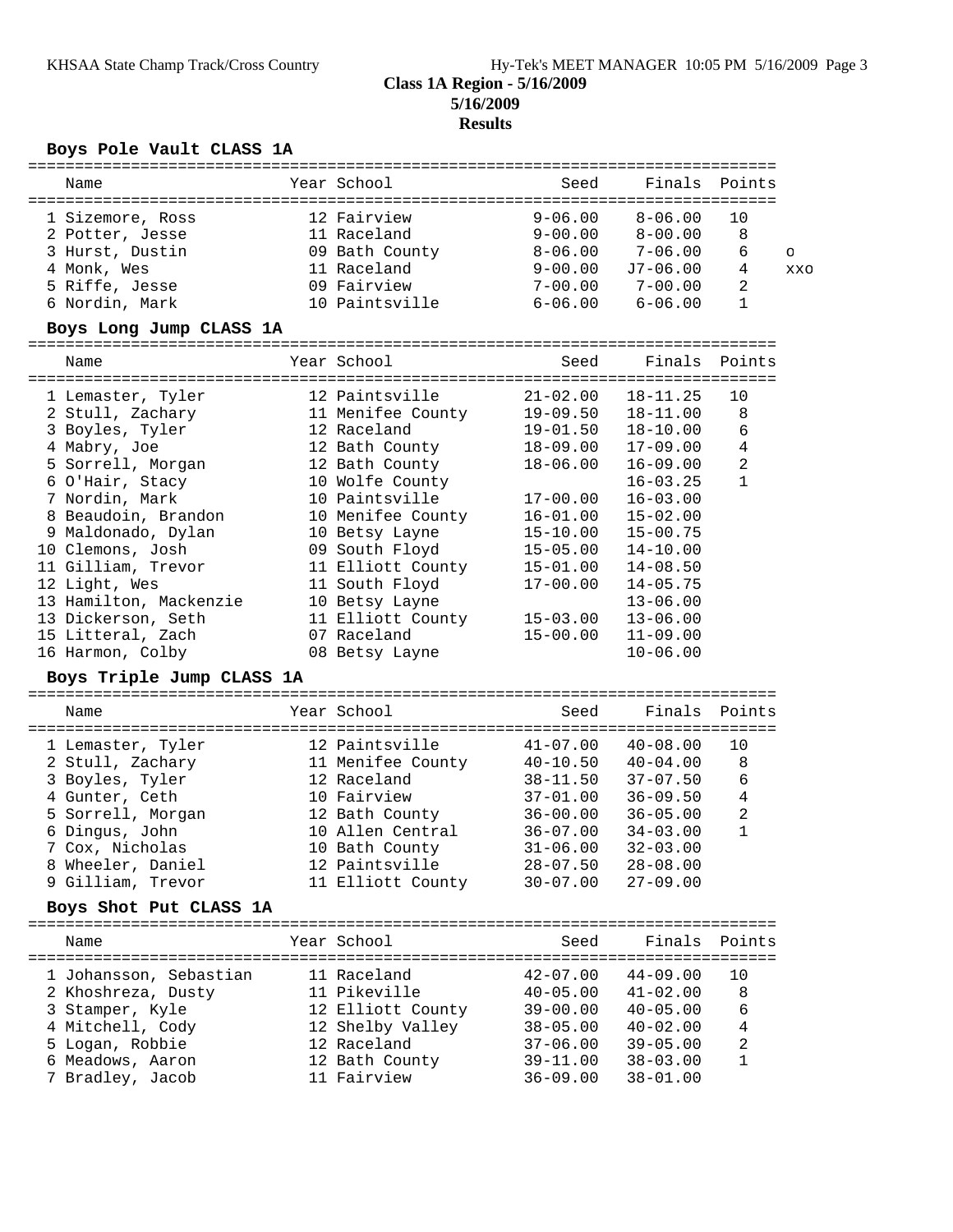**Class 1A Region - 5/16/2009**
**5/16/2009**
**Results**

### Boys Pole Vault CLASS 1A

| Name | Year | School | Seed | Finals | Points | |
|---|---|---|---|---|---|---|
| 1 Sizemore, Ross | 12 | Fairview | 9-06.00 | 8-06.00 | 10 | |
| 2 Potter, Jesse | 11 | Raceland | 9-00.00 | 8-00.00 | 8 | |
| 3 Hurst, Dustin | 09 | Bath County | 8-06.00 | 7-06.00 | 6 | O |
| 4 Monk, Wes | 11 | Raceland | 9-00.00 | J7-06.00 | 4 | XXO |
| 5 Riffe, Jesse | 09 | Fairview | 7-00.00 | 7-00.00 | 2 | |
| 6 Nordin, Mark | 10 | Paintsville | 6-06.00 | 6-06.00 | 1 | |

### Boys Long Jump CLASS 1A

| Name | Year | School | Seed | Finals | Points |
|---|---|---|---|---|---|
| 1 Lemaster, Tyler | 12 | Paintsville | 21-02.00 | 18-11.25 | 10 |
| 2 Stull, Zachary | 11 | Menifee County | 19-09.50 | 18-11.00 | 8 |
| 3 Boyles, Tyler | 12 | Raceland | 19-01.50 | 18-10.00 | 6 |
| 4 Mabry, Joe | 12 | Bath County | 18-09.00 | 17-09.00 | 4 |
| 5 Sorrell, Morgan | 12 | Bath County | 18-06.00 | 16-09.00 | 2 |
| 6 O'Hair, Stacy | 10 | Wolfe County | | 16-03.25 | 1 |
| 7 Nordin, Mark | 10 | Paintsville | 17-00.00 | 16-03.00 | |
| 8 Beaudoin, Brandon | 10 | Menifee County | 16-01.00 | 15-02.00 | |
| 9 Maldonado, Dylan | 10 | Betsy Layne | 15-10.00 | 15-00.75 | |
| 10 Clemons, Josh | 09 | South Floyd | 15-05.00 | 14-10.00 | |
| 11 Gilliam, Trevor | 11 | Elliott County | 15-01.00 | 14-08.50 | |
| 12 Light, Wes | 11 | South Floyd | 17-00.00 | 14-05.75 | |
| 13 Hamilton, Mackenzie | 10 | Betsy Layne | | 13-06.00 | |
| 13 Dickerson, Seth | 11 | Elliott County | 15-03.00 | 13-06.00 | |
| 15 Litteral, Zach | 07 | Raceland | 15-00.00 | 11-09.00 | |
| 16 Harmon, Colby | 08 | Betsy Layne | | 10-06.00 | |

### Boys Triple Jump CLASS 1A

| Name | Year | School | Seed | Finals | Points |
|---|---|---|---|---|---|
| 1 Lemaster, Tyler | 12 | Paintsville | 41-07.00 | 40-08.00 | 10 |
| 2 Stull, Zachary | 11 | Menifee County | 40-10.50 | 40-04.00 | 8 |
| 3 Boyles, Tyler | 12 | Raceland | 38-11.50 | 37-07.50 | 6 |
| 4 Gunter, Ceth | 10 | Fairview | 37-01.00 | 36-09.50 | 4 |
| 5 Sorrell, Morgan | 12 | Bath County | 36-00.00 | 36-05.00 | 2 |
| 6 Dingus, John | 10 | Allen Central | 36-07.00 | 34-03.00 | 1 |
| 7 Cox, Nicholas | 10 | Bath County | 31-06.00 | 32-03.00 | |
| 8 Wheeler, Daniel | 12 | Paintsville | 28-07.50 | 28-08.00 | |
| 9 Gilliam, Trevor | 11 | Elliott County | 30-07.00 | 27-09.00 | |

### Boys Shot Put CLASS 1A

| Name | Year | School | Seed | Finals | Points |
|---|---|---|---|---|---|
| 1 Johansson, Sebastian | 11 | Raceland | 42-07.00 | 44-09.00 | 10 |
| 2 Khoshreza, Dusty | 11 | Pikeville | 40-05.00 | 41-02.00 | 8 |
| 3 Stamper, Kyle | 12 | Elliott County | 39-00.00 | 40-05.00 | 6 |
| 4 Mitchell, Cody | 12 | Shelby Valley | 38-05.00 | 40-02.00 | 4 |
| 5 Logan, Robbie | 12 | Raceland | 37-06.00 | 39-05.00 | 2 |
| 6 Meadows, Aaron | 12 | Bath County | 39-11.00 | 38-03.00 | 1 |
| 7 Bradley, Jacob | 11 | Fairview | 36-09.00 | 38-01.00 | |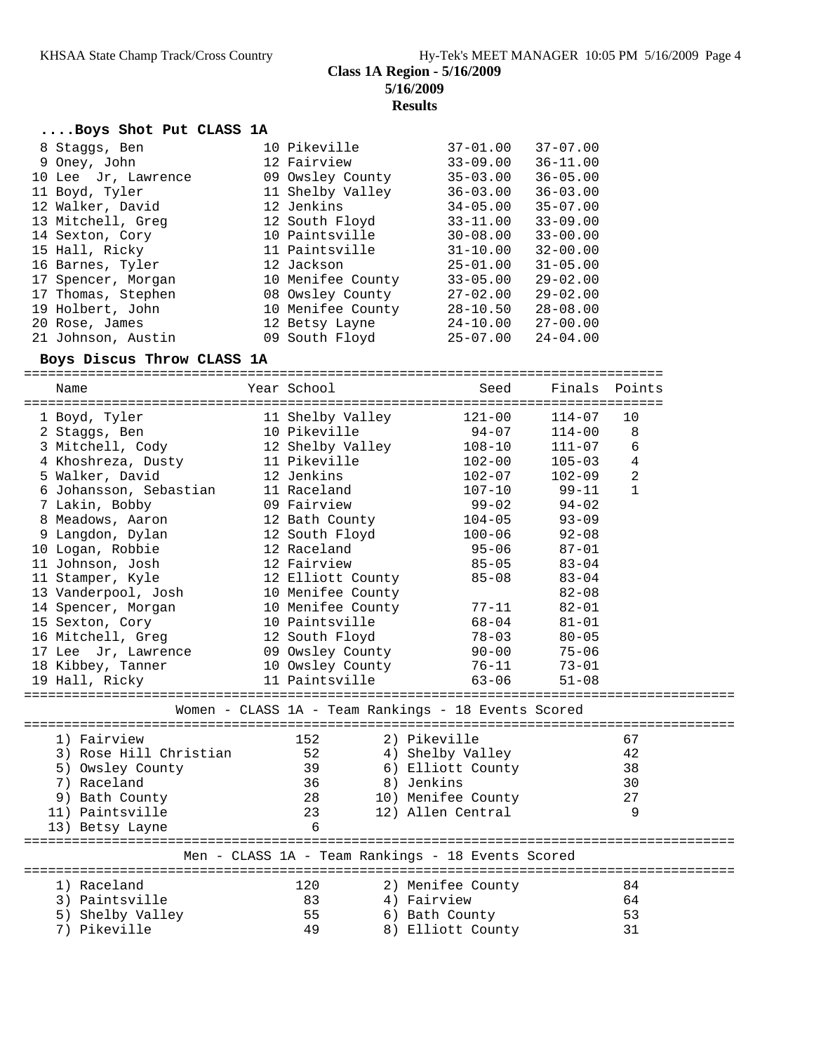**Class 1A Region - 5/16/2009**
**5/16/2009**
**Results**

### ....Boys Shot Put CLASS 1A

| Place | Name | Year | School | Seed | Finals |
|---|---|---|---|---|---|
| 8 | Staggs, Ben | 10 | Pikeville | 37-01.00 | 37-07.00 |
| 9 | Oney, John | 12 | Fairview | 33-09.00 | 36-11.00 |
| 10 | Lee Jr, Lawrence | 09 | Owsley County | 35-03.00 | 36-05.00 |
| 11 | Boyd, Tyler | 11 | Shelby Valley | 36-03.00 | 36-03.00 |
| 12 | Walker, David | 12 | Jenkins | 34-05.00 | 35-07.00 |
| 13 | Mitchell, Greg | 12 | South Floyd | 33-11.00 | 33-09.00 |
| 14 | Sexton, Cory | 10 | Paintsville | 30-08.00 | 33-00.00 |
| 15 | Hall, Ricky | 11 | Paintsville | 31-10.00 | 32-00.00 |
| 16 | Barnes, Tyler | 12 | Jackson | 25-01.00 | 31-05.00 |
| 17 | Spencer, Morgan | 10 | Menifee County | 33-05.00 | 29-02.00 |
| 17 | Thomas, Stephen | 08 | Owsley County | 27-02.00 | 29-02.00 |
| 19 | Holbert, John | 10 | Menifee County | 28-10.50 | 28-08.00 |
| 20 | Rose, James | 12 | Betsy Layne | 24-10.00 | 27-00.00 |
| 21 | Johnson, Austin | 09 | South Floyd | 25-07.00 | 24-04.00 |

### Boys Discus Throw CLASS 1A

| Place | Name | Year | School | Seed | Finals | Points |
|---|---|---|---|---|---|---|
| 1 | Boyd, Tyler | 11 | Shelby Valley | 121-00 | 114-07 | 10 |
| 2 | Staggs, Ben | 10 | Pikeville | 94-07 | 114-00 | 8 |
| 3 | Mitchell, Cody | 12 | Shelby Valley | 108-10 | 111-07 | 6 |
| 4 | Khoshreza, Dusty | 11 | Pikeville | 102-00 | 105-03 | 4 |
| 5 | Walker, David | 12 | Jenkins | 102-07 | 102-09 | 2 |
| 6 | Johansson, Sebastian | 11 | Raceland | 107-10 | 99-11 | 1 |
| 7 | Lakin, Bobby | 09 | Fairview | 99-02 | 94-02 | |
| 8 | Meadows, Aaron | 12 | Bath County | 104-05 | 93-09 | |
| 9 | Langdon, Dylan | 12 | South Floyd | 100-06 | 92-08 | |
| 10 | Logan, Robbie | 12 | Raceland | 95-06 | 87-01 | |
| 11 | Johnson, Josh | 12 | Fairview | 85-05 | 83-04 | |
| 11 | Stamper, Kyle | 12 | Elliott County | 85-08 | 83-04 | |
| 13 | Vanderpool, Josh | 10 | Menifee County | | 82-08 | |
| 14 | Spencer, Morgan | 10 | Menifee County | 77-11 | 82-01 | |
| 15 | Sexton, Cory | 10 | Paintsville | 68-04 | 81-01 | |
| 16 | Mitchell, Greg | 12 | South Floyd | 78-03 | 80-05 | |
| 17 | Lee Jr, Lawrence | 09 | Owsley County | 90-00 | 75-06 | |
| 18 | Kibbey, Tanner | 10 | Owsley County | 76-11 | 73-01 | |
| 19 | Hall, Ricky | 11 | Paintsville | 63-06 | 51-08 | |

### Women - CLASS 1A - Team Rankings - 18 Events Scored

| Rank | Team | Points | Rank | Team | Points |
|---|---|---|---|---|---|
| 1) | Fairview | 152 | 2) | Pikeville | 67 |
| 3) | Rose Hill Christian | 52 | 4) | Shelby Valley | 42 |
| 5) | Owsley County | 39 | 6) | Elliott County | 38 |
| 7) | Raceland | 36 | 8) | Jenkins | 30 |
| 9) | Bath County | 28 | 10) | Menifee County | 27 |
| 11) | Paintsville | 23 | 12) | Allen Central | 9 |
| 13) | Betsy Layne | 6 | | | |

### Men - CLASS 1A - Team Rankings - 18 Events Scored

| Rank | Team | Points | Rank | Team | Points |
|---|---|---|---|---|---|
| 1) | Raceland | 120 | 2) | Menifee County | 84 |
| 3) | Paintsville | 83 | 4) | Fairview | 64 |
| 5) | Shelby Valley | 55 | 6) | Bath County | 53 |
| 7) | Pikeville | 49 | 8) | Elliott County | 31 |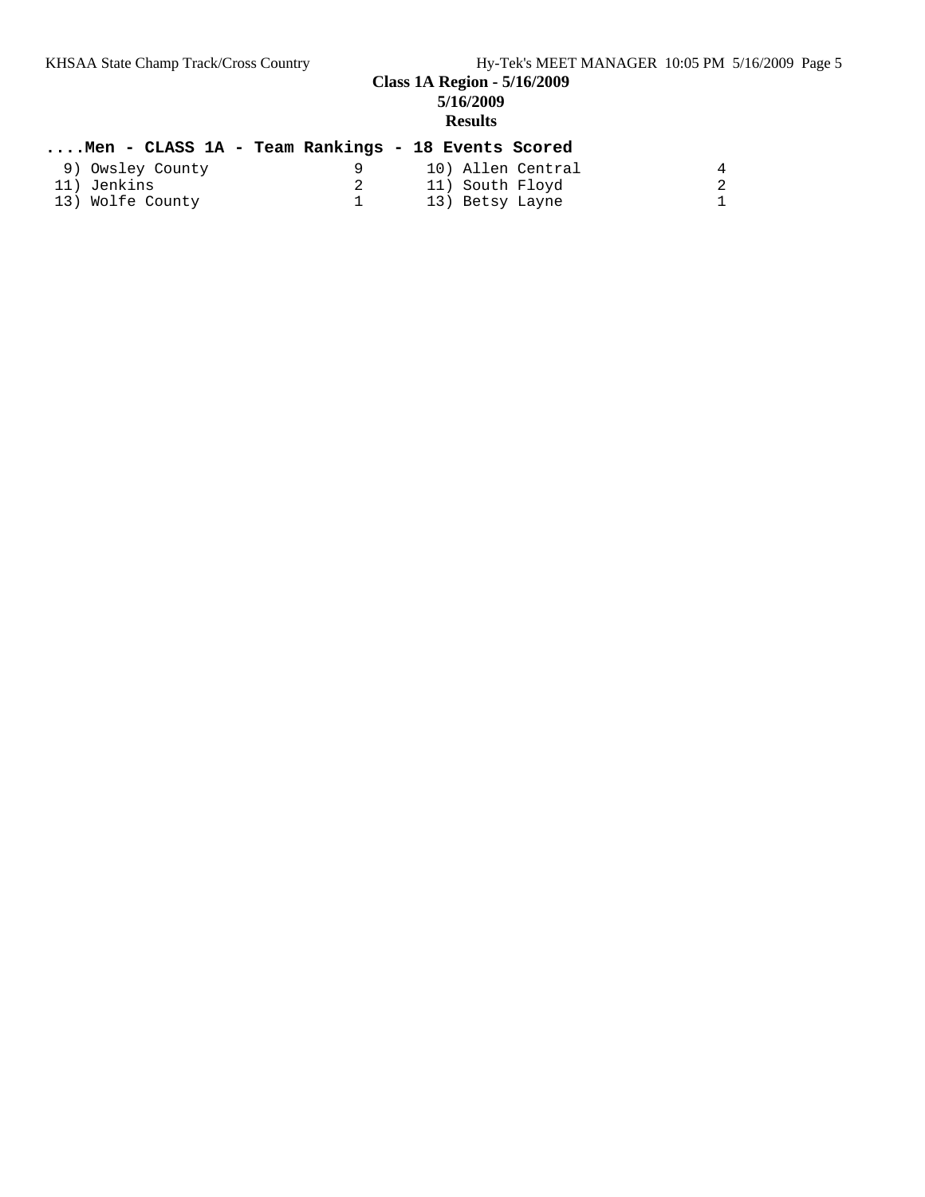**Class 1A Region - 5/16/2009**

**5/16/2009**

**Results**

### ....Men - CLASS 1A - Team Rankings - 18 Events Scored

```
  9) Owsley County              9       10) Allen Central              4
 11) Jenkins                    2       11) South Floyd                2
 13) Wolfe County               1       13) Betsy Layne                1
```